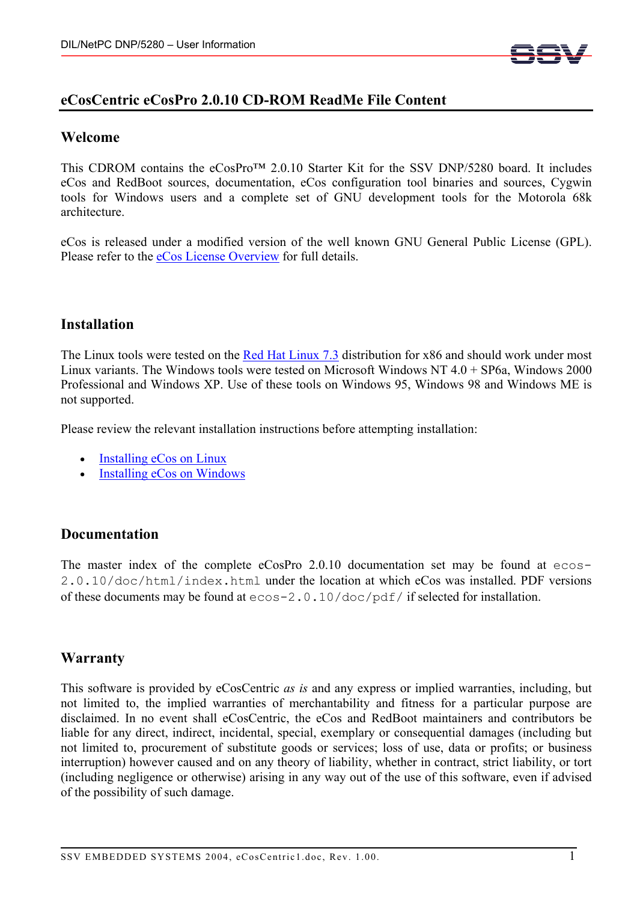# eCosCentric eCosPro 2.0.10 CD-ROM ReadMe File Content

## Welcome

This CDROM contains the eCosPro™ 2.0.10 Starter Kit for the SSV DNP/5280 board. It includes eCos and RedBoot sources, documentation, eCos configuration tool binaries and sources, Cygwin tools for Windows users and a complete set of GNU development tools for the Motorola 68k architecture.

eCos is released under a modified version of the well known GNU General Public License (GPL). Please refer to the eCos License Overview for full details.

## Installation

The Linux tools were tested on the Red Hat Linux 7.3 distribution for x86 and should work under most Linux variants. The Windows tools were tested on Microsoft Windows NT 4.0 + SP6a, Windows 2000 Professional and Windows XP. Use of these tools on Windows 95, Windows 98 and Windows ME is not supported.

Please review the relevant installation instructions before attempting installation:

- Installing eCos on Linux
- Installing eCos on Windows

## Documentation

The master index of the complete eCosPro 2.0.10 documentation set may be found at `ecos-2.0.10/doc/html/index.html` under the location at which eCos was installed. PDF versions of these documents may be found at `ecos-2.0.10/doc/pdf/` if selected for installation.

## Warranty

This software is provided by eCosCentric *as is* and any express or implied warranties, including, but not limited to, the implied warranties of merchantability and fitness for a particular purpose are disclaimed. In no event shall eCosCentric, the eCos and RedBoot maintainers and contributors be liable for any direct, indirect, incidental, special, exemplary or consequential damages (including but not limited to, procurement of substitute goods or services; loss of use, data or profits; or business interruption) however caused and on any theory of liability, whether in contract, strict liability, or tort (including negligence or otherwise) arising in any way out of the use of this software, even if advised of the possibility of such damage.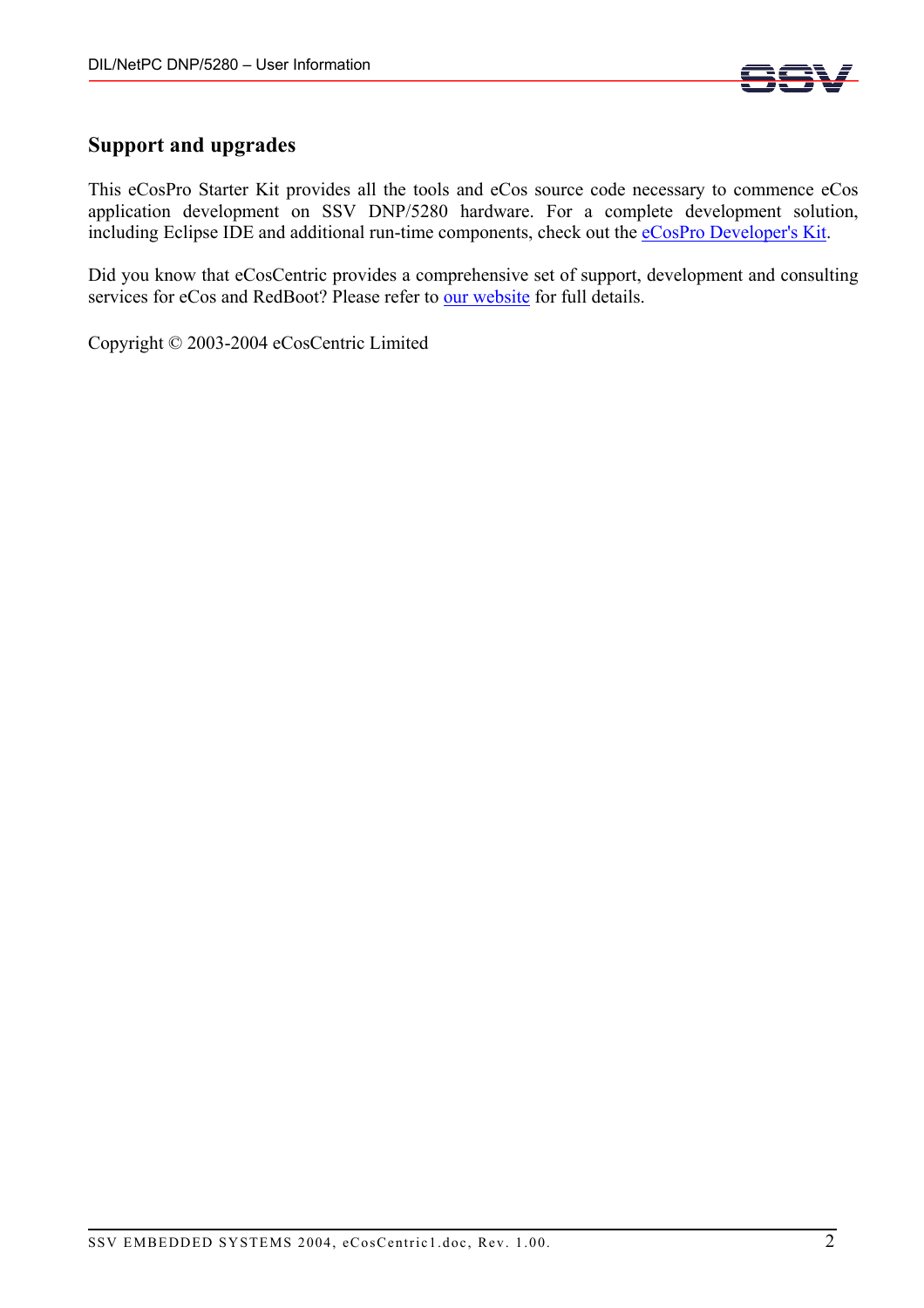## Support and upgrades

This eCosPro Starter Kit provides all the tools and eCos source code necessary to commence eCos application development on SSV DNP/5280 hardware. For a complete development solution, including Eclipse IDE and additional run-time components, check out the eCosPro Developer's Kit.

Did you know that eCosCentric provides a comprehensive set of support, development and consulting services for eCos and RedBoot? Please refer to our website for full details.

Copyright © 2003-2004 eCosCentric Limited